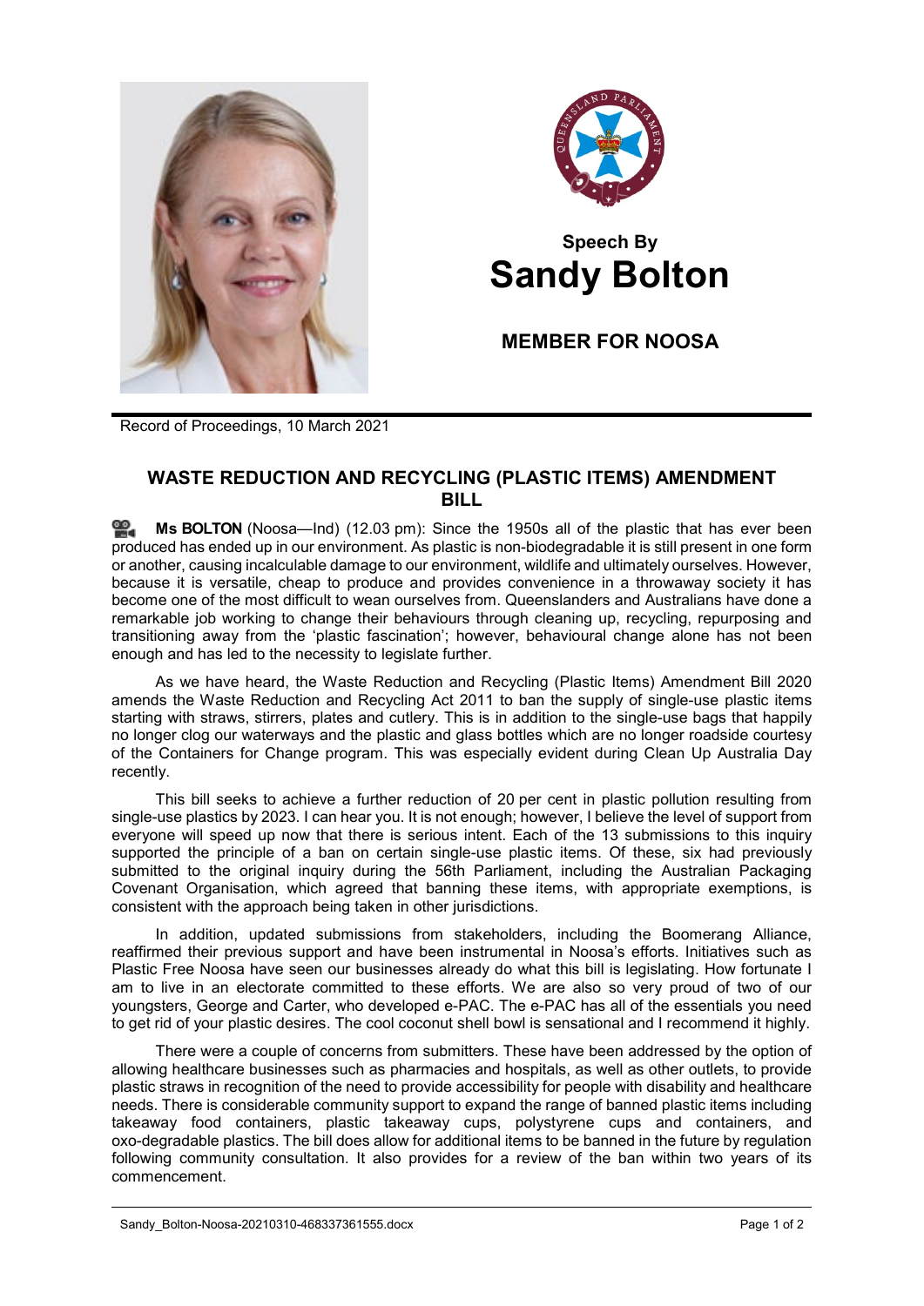**Speech By**

# Sandy Bolton

**MEMBER FOR NOOSA**

Record of Proceedings, 10 March 2021

## WASTE REDUCTION AND RECYCLING (PLASTIC ITEMS) AMENDMENT BILL

**Ms BOLTON** (Noosa—Ind) (12.03 pm): Since the 1950s all of the plastic that has ever been produced has ended up in our environment. As plastic is non-biodegradable it is still present in one form or another, causing incalculable damage to our environment, wildlife and ultimately ourselves. However, because it is versatile, cheap to produce and provides convenience in a throwaway society it has become one of the most difficult to wean ourselves from. Queenslanders and Australians have done a remarkable job working to change their behaviours through cleaning up, recycling, repurposing and transitioning away from the 'plastic fascination'; however, behavioural change alone has not been enough and has led to the necessity to legislate further.

As we have heard, the Waste Reduction and Recycling (Plastic Items) Amendment Bill 2020 amends the Waste Reduction and Recycling Act 2011 to ban the supply of single-use plastic items starting with straws, stirrers, plates and cutlery. This is in addition to the single-use bags that happily no longer clog our waterways and the plastic and glass bottles which are no longer roadside courtesy of the Containers for Change program. This was especially evident during Clean Up Australia Day recently.

This bill seeks to achieve a further reduction of 20 per cent in plastic pollution resulting from single-use plastics by 2023. I can hear you. It is not enough; however, I believe the level of support from everyone will speed up now that there is serious intent. Each of the 13 submissions to this inquiry supported the principle of a ban on certain single-use plastic items. Of these, six had previously submitted to the original inquiry during the 56th Parliament, including the Australian Packaging Covenant Organisation, which agreed that banning these items, with appropriate exemptions, is consistent with the approach being taken in other jurisdictions.

In addition, updated submissions from stakeholders, including the Boomerang Alliance, reaffirmed their previous support and have been instrumental in Noosa's efforts. Initiatives such as Plastic Free Noosa have seen our businesses already do what this bill is legislating. How fortunate I am to live in an electorate committed to these efforts. We are also so very proud of two of our youngsters, George and Carter, who developed e-PAC. The e-PAC has all of the essentials you need to get rid of your plastic desires. The cool coconut shell bowl is sensational and I recommend it highly.

There were a couple of concerns from submitters. These have been addressed by the option of allowing healthcare businesses such as pharmacies and hospitals, as well as other outlets, to provide plastic straws in recognition of the need to provide accessibility for people with disability and healthcare needs. There is considerable community support to expand the range of banned plastic items including takeaway food containers, plastic takeaway cups, polystyrene cups and containers, and oxo-degradable plastics. The bill does allow for additional items to be banned in the future by regulation following community consultation. It also provides for a review of the ban within two years of its commencement.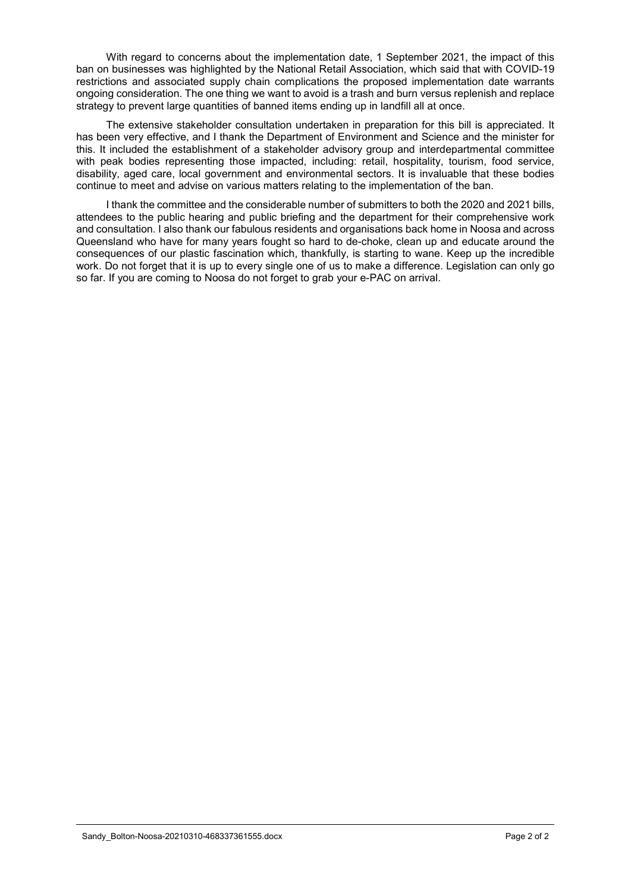With regard to concerns about the implementation date, 1 September 2021, the impact of this ban on businesses was highlighted by the National Retail Association, which said that with COVID-19 restrictions and associated supply chain complications the proposed implementation date warrants ongoing consideration. The one thing we want to avoid is a trash and burn versus replenish and replace strategy to prevent large quantities of banned items ending up in landfill all at once.

The extensive stakeholder consultation undertaken in preparation for this bill is appreciated. It has been very effective, and I thank the Department of Environment and Science and the minister for this. It included the establishment of a stakeholder advisory group and interdepartmental committee with peak bodies representing those impacted, including: retail, hospitality, tourism, food service, disability, aged care, local government and environmental sectors. It is invaluable that these bodies continue to meet and advise on various matters relating to the implementation of the ban.

I thank the committee and the considerable number of submitters to both the 2020 and 2021 bills, attendees to the public hearing and public briefing and the department for their comprehensive work and consultation. I also thank our fabulous residents and organisations back home in Noosa and across Queensland who have for many years fought so hard to de-choke, clean up and educate around the consequences of our plastic fascination which, thankfully, is starting to wane. Keep up the incredible work. Do not forget that it is up to every single one of us to make a difference. Legislation can only go so far. If you are coming to Noosa do not forget to grab your e-PAC on arrival.